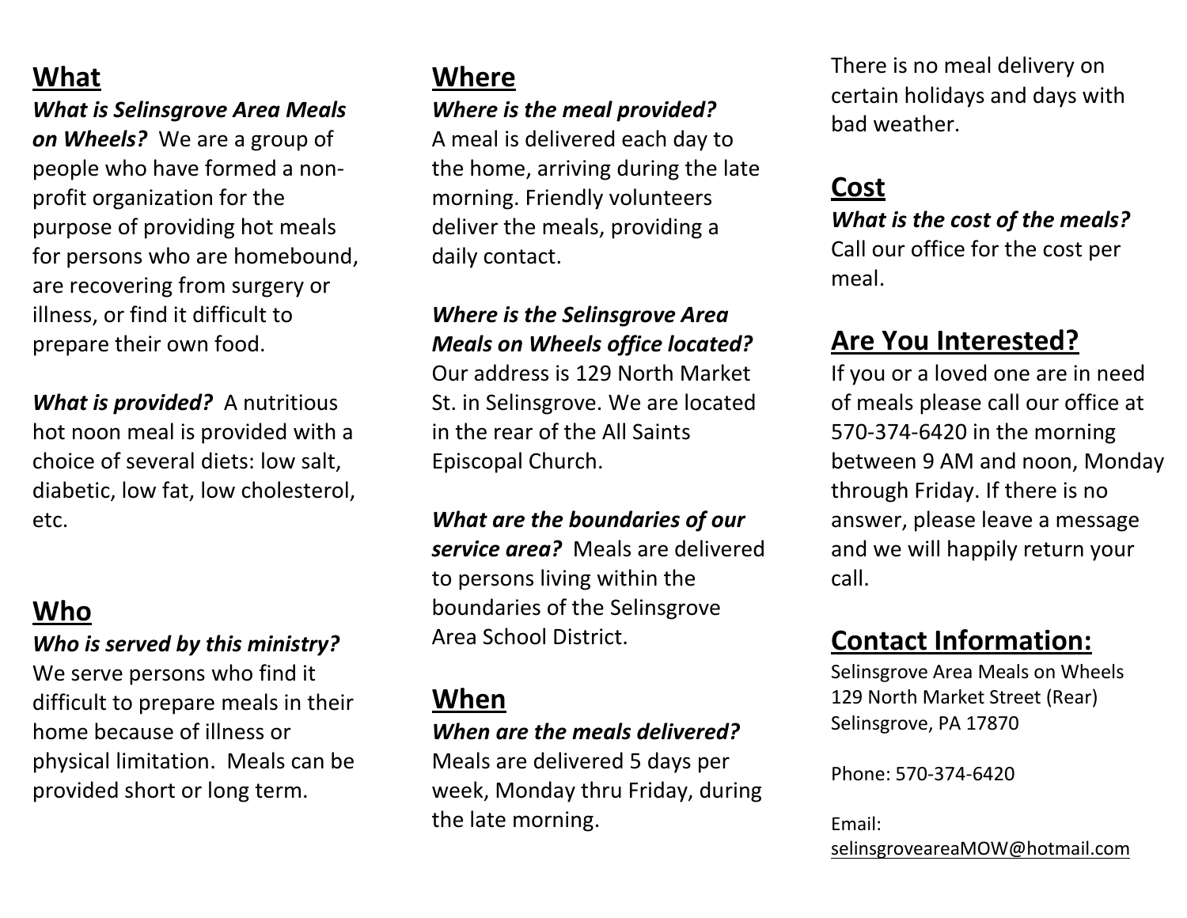## What

***What is Selinsgrove Area Meals on Wheels?*** We are a group of people who have formed a non-profit organization for the purpose of providing hot meals for persons who are homebound, are recovering from surgery or illness, or find it difficult to prepare their own food.

***What is provided?*** A nutritious hot noon meal is provided with a choice of several diets: low salt, diabetic, low fat, low cholesterol, etc.

## Who

***Who is served by this ministry?*** We serve persons who find it difficult to prepare meals in their home because of illness or physical limitation. Meals can be provided short or long term.

## Where

***Where is the meal provided?*** A meal is delivered each day to the home, arriving during the late morning. Friendly volunteers deliver the meals, providing a daily contact.

***Where is the Selinsgrove Area Meals on Wheels office located?*** Our address is 129 North Market St. in Selinsgrove. We are located in the rear of the All Saints Episcopal Church.

***What are the boundaries of our service area?*** Meals are delivered to persons living within the boundaries of the Selinsgrove Area School District.

## When

***When are the meals delivered?*** Meals are delivered 5 days per week, Monday thru Friday, during the late morning.

There is no meal delivery on certain holidays and days with bad weather.

## Cost

***What is the cost of the meals?*** Call our office for the cost per meal.

## Are You Interested?

If you or a loved one are in need of meals please call our office at 570-374-6420 in the morning between 9 AM and noon, Monday through Friday. If there is no answer, please leave a message and we will happily return your call.

## Contact Information:

Selinsgrove Area Meals on Wheels
129 North Market Street (Rear)
Selinsgrove, PA 17870

Phone: 570-374-6420

Email:
selinsgroveareaMOW@hotmail.com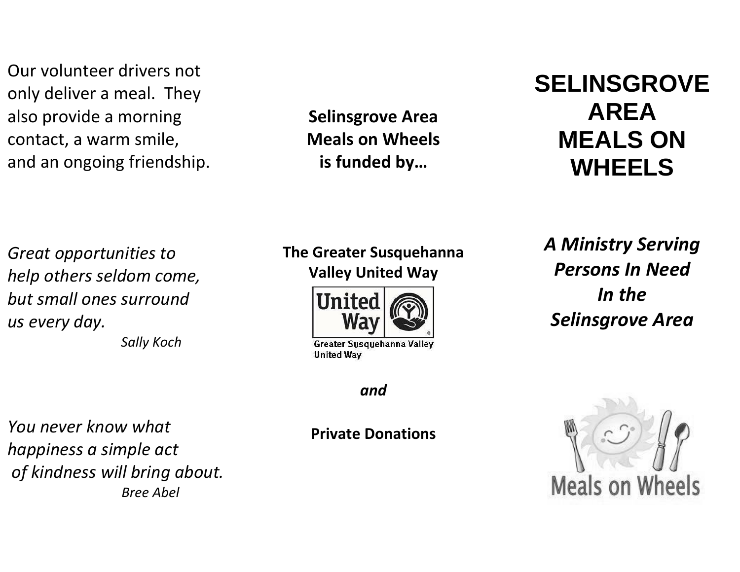Our volunteer drivers not only deliver a meal. They also provide a morning contact, a warm smile, and an ongoing friendship.

*Great opportunities to help others seldom come, but small ones surround us every day.*

*Sally Koch*

*You never know what happiness a simple act of kindness will bring about.*

*Bree Abel*

**Selinsgrove Area Meals on Wheels is funded by…**

**The Greater Susquehanna Valley United Way**

Greater Susquehanna Valley United Way

***and***

**Private Donations**

# SELINSGROVE AREA MEALS ON WHEELS

***A Ministry Serving Persons In Need In the Selinsgrove Area***

Meals on Wheels